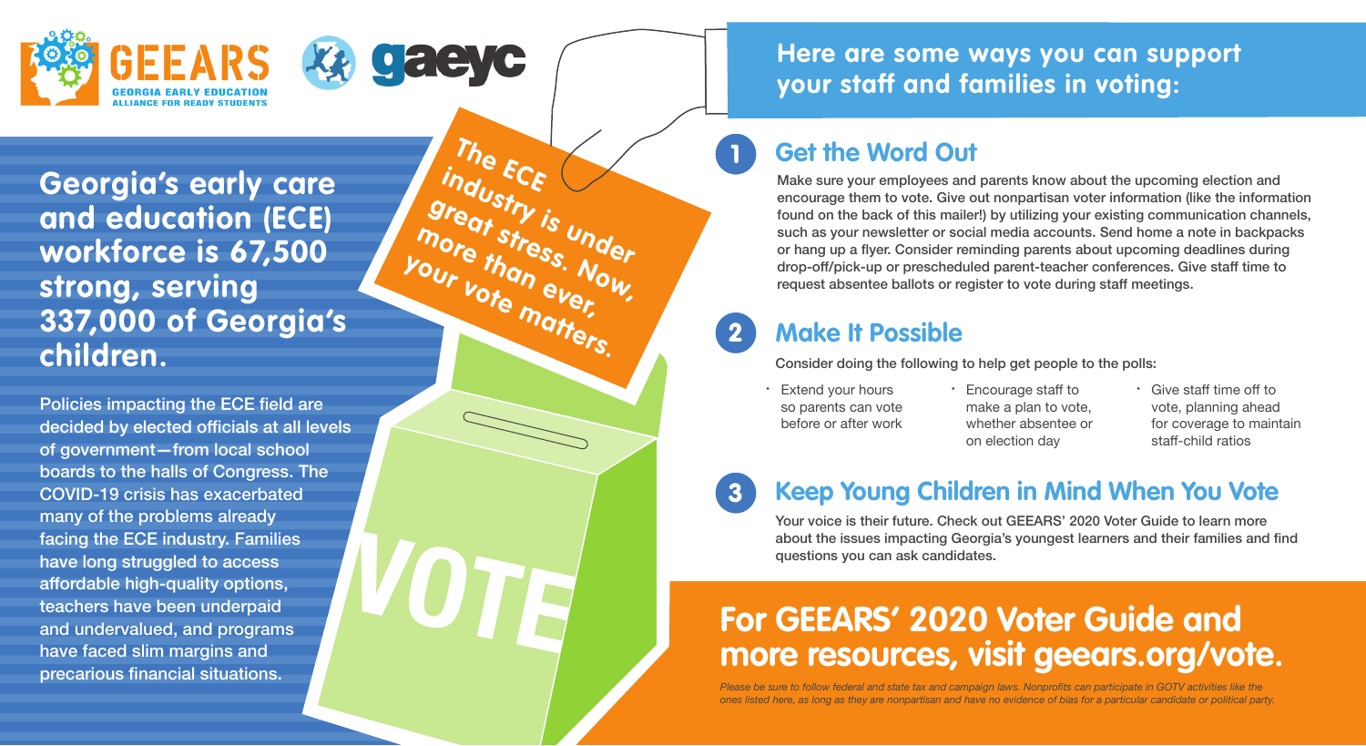GEEARS — GEORGIA EARLY EDUCATION ALLIANCE FOR READY STUDENTS

gaeyc

# Georgia's early care and education (ECE) workforce is 67,500 strong, serving 337,000 of Georgia's children.

Policies impacting the ECE field are decided by elected officials at all levels of government—from local school boards to the halls of Congress. The COVID-19 crisis has exacerbated many of the problems already facing the ECE industry. Families have long struggled to access affordable high-quality options, teachers have been underpaid and undervalued, and programs have faced slim margins and precarious financial situations.

**The ECE industry is under great stress. Now, more than ever, your vote matters.**

VOTE

## Here are some ways you can support your staff and families in voting:

### 1 Get the Word Out

Make sure your employees and parents know about the upcoming election and encourage them to vote. Give out nonpartisan voter information (like the information found on the back of this mailer!) by utilizing your existing communication channels, such as your newsletter or social media accounts. Send home a note in backpacks or hang up a flyer. Consider reminding parents about upcoming deadlines during drop-off/pick-up or prescheduled parent-teacher conferences. Give staff time to request absentee ballots or register to vote during staff meetings.

### 2 Make It Possible

Consider doing the following to help get people to the polls:

- Extend your hours so parents can vote before or after work
- Encourage staff to make a plan to vote, whether absentee or on election day
- Give staff time off to vote, planning ahead for coverage to maintain staff-child ratios

### 3 Keep Young Children in Mind When You Vote

Your voice is their future. Check out GEEARS' 2020 Voter Guide to learn more about the issues impacting Georgia's youngest learners and their families and find questions you can ask candidates.

## For GEEARS' 2020 Voter Guide and more resources, visit geears.org/vote.

*Please be sure to follow federal and state tax and campaign laws. Nonprofits can participate in GOTV activities like the ones listed here, as long as they are nonpartisan and have no evidence of bias for a particular candidate or political party.*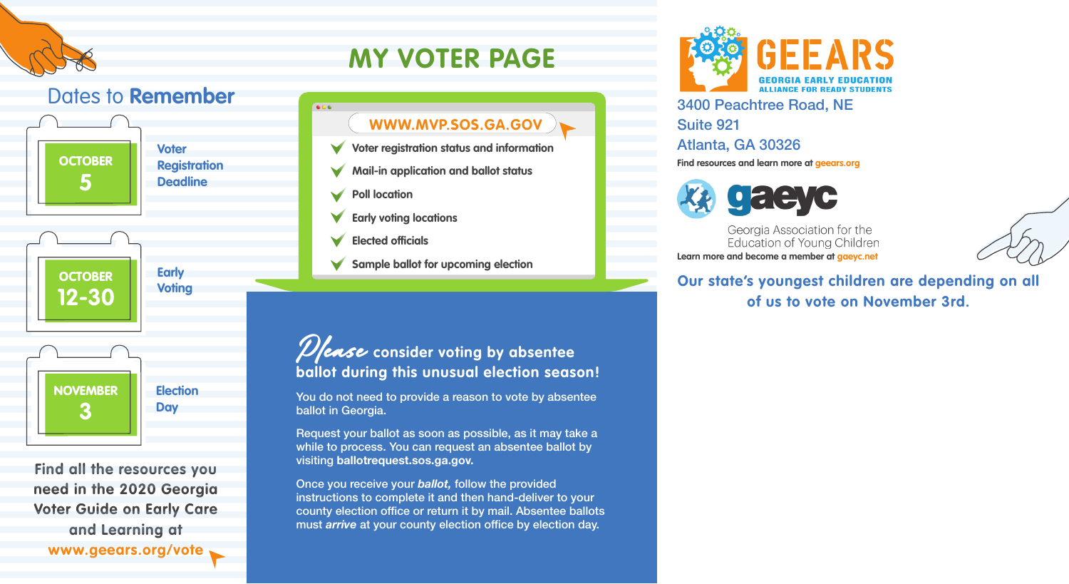## Dates to **Remember**

**OCTOBER 5** — Voter Registration Deadline

**OCTOBER 12-30** — Early Voting

**NOVEMBER 3** — Election Day

**Find all the resources you need in the 2020 Georgia Voter Guide on Early Care and Learning at www.geears.org/vote**

# MY VOTER PAGE

**WWW.MVP.SOS.GA.GOV**

- Voter registration status and information
- Mail-in application and ballot status
- Poll location
- Early voting locations
- Elected officials
- Sample ballot for upcoming election

## *Please* consider voting by absentee ballot during this unusual election season!

You do not need to provide a reason to vote by absentee ballot in Georgia.

Request your ballot as soon as possible, as it may take a while to process. You can request an absentee ballot by visiting **ballotrequest.sos.ga.gov.**

Once you receive your ***ballot,*** follow the provided instructions to complete it and then hand-deliver to your county election office or return it by mail. Absentee ballots must ***arrive*** at your county election office by election day.

**GEEARS**
GEORGIA EARLY EDUCATION ALLIANCE FOR READY STUDENTS

3400 Peachtree Road, NE
Suite 921
Atlanta, GA 30326

Find resources and learn more at geears.org

**gaeyc**
Georgia Association for the Education of Young Children

Learn more and become a member at gaeyc.net

**Our state's youngest children are depending on all of us to vote on November 3rd.**